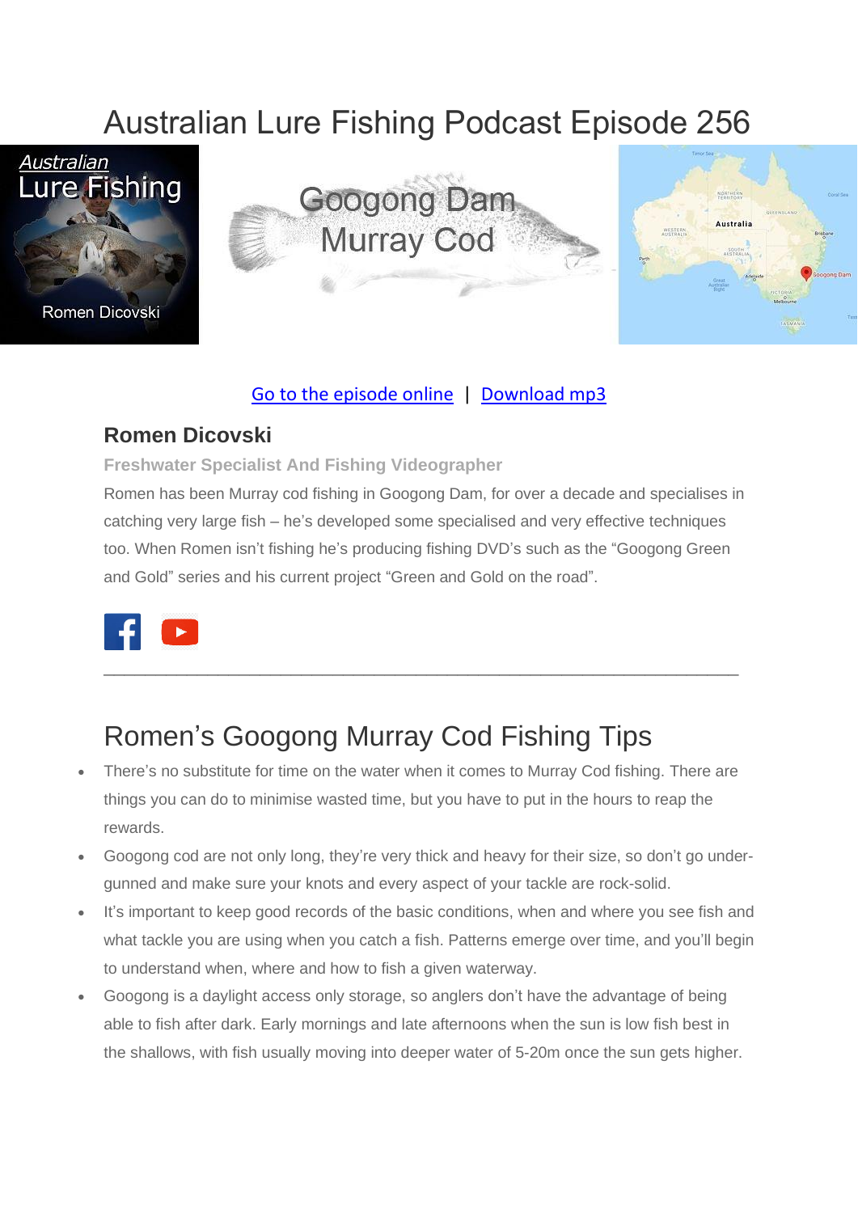# Australian Lure Fishing Podcast Episode 256

Go to the episode online | Download mp3

## Romen Dicovski

**Freshwater Specialist And Fishing Videographer**

Romen has been Murray cod fishing in Googong Dam, for over a decade and specialises in catching very large fish – he's developed some specialised and very effective techniques too. When Romen isn't fishing he's producing fishing DVD's such as the "Googong Green and Gold" series and his current project "Green and Gold on the road".

---

# Romen's Googong Murray Cod Fishing Tips

- There's no substitute for time on the water when it comes to Murray Cod fishing. There are things you can do to minimise wasted time, but you have to put in the hours to reap the rewards.
- Googong cod are not only long, they're very thick and heavy for their size, so don't go under-gunned and make sure your knots and every aspect of your tackle are rock-solid.
- It's important to keep good records of the basic conditions, when and where you see fish and what tackle you are using when you catch a fish. Patterns emerge over time, and you'll begin to understand when, where and how to fish a given waterway.
- Googong is a daylight access only storage, so anglers don't have the advantage of being able to fish after dark. Early mornings and late afternoons when the sun is low fish best in the shallows, with fish usually moving into deeper water of 5-20m once the sun gets higher.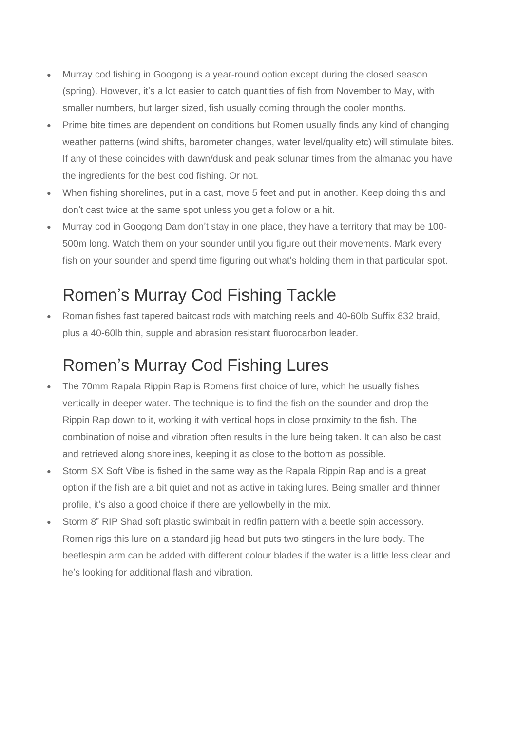- Murray cod fishing in Googong is a year-round option except during the closed season (spring). However, it's a lot easier to catch quantities of fish from November to May, with smaller numbers, but larger sized, fish usually coming through the cooler months.
- Prime bite times are dependent on conditions but Romen usually finds any kind of changing weather patterns (wind shifts, barometer changes, water level/quality etc) will stimulate bites. If any of these coincides with dawn/dusk and peak solunar times from the almanac you have the ingredients for the best cod fishing. Or not.
- When fishing shorelines, put in a cast, move 5 feet and put in another. Keep doing this and don't cast twice at the same spot unless you get a follow or a hit.
- Murray cod in Googong Dam don't stay in one place, they have a territory that may be 100-500m long. Watch them on your sounder until you figure out their movements. Mark every fish on your sounder and spend time figuring out what's holding them in that particular spot.

## Romen's Murray Cod Fishing Tackle

- Roman fishes fast tapered baitcast rods with matching reels and 40-60lb Suffix 832 braid, plus a 40-60lb thin, supple and abrasion resistant fluorocarbon leader.

## Romen's Murray Cod Fishing Lures

- The 70mm Rapala Rippin Rap is Romens first choice of lure, which he usually fishes vertically in deeper water. The technique is to find the fish on the sounder and drop the Rippin Rap down to it, working it with vertical hops in close proximity to the fish. The combination of noise and vibration often results in the lure being taken. It can also be cast and retrieved along shorelines, keeping it as close to the bottom as possible.
- Storm SX Soft Vibe is fished in the same way as the Rapala Rippin Rap and is a great option if the fish are a bit quiet and not as active in taking lures. Being smaller and thinner profile, it's also a good choice if there are yellowbelly in the mix.
- Storm 8" RIP Shad soft plastic swimbait in redfin pattern with a beetle spin accessory. Romen rigs this lure on a standard jig head but puts two stingers in the lure body. The beetlespin arm can be added with different colour blades if the water is a little less clear and he's looking for additional flash and vibration.